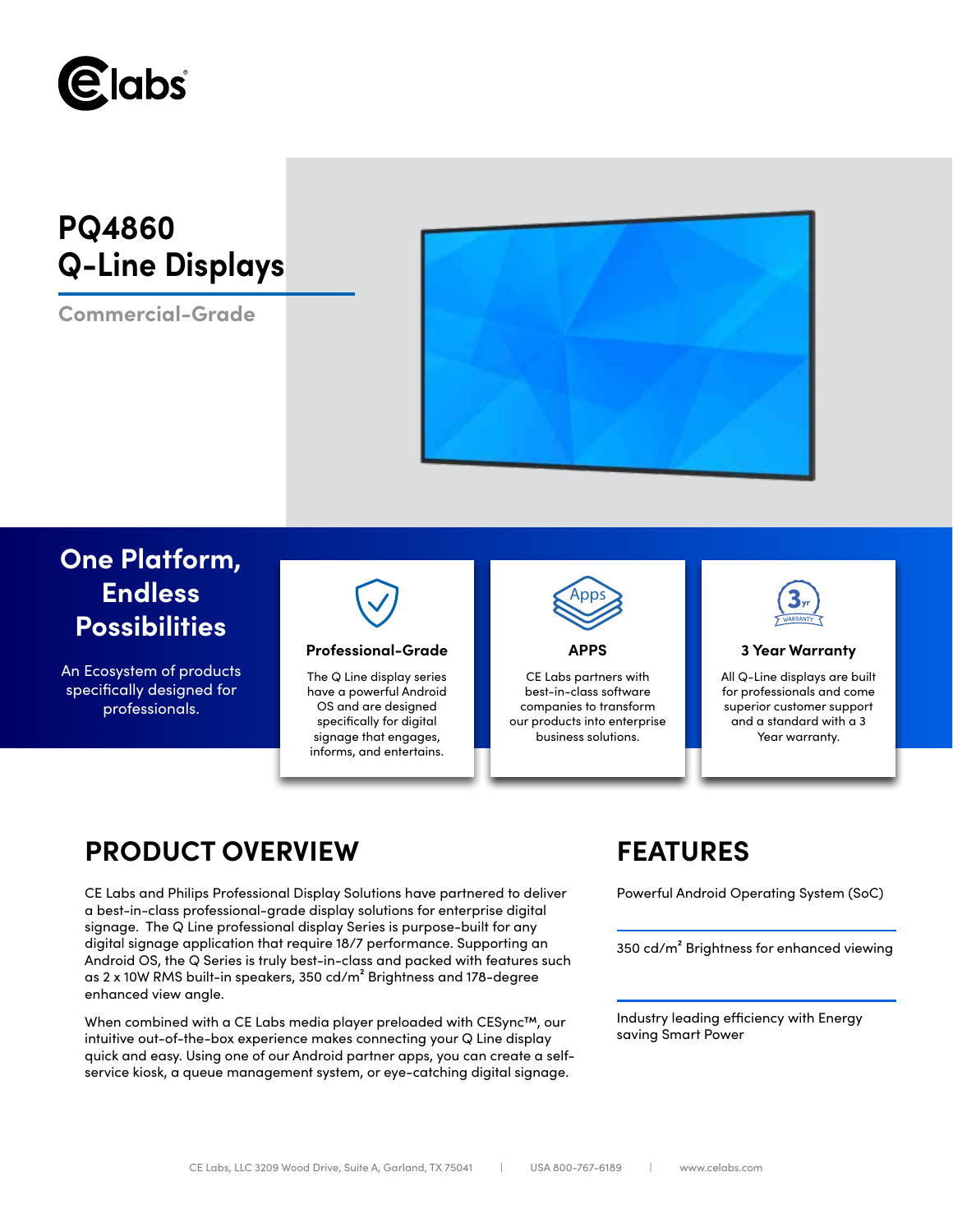# PQ4860 Q-Line Displays

Commercial-Grade

## One Platform, Endless Possibilities

An Ecosystem of products specifically designed for professionals.

### Professional-Grade

The Q Line display series have a powerful Android OS and are designed specifically for digital signage that engages, informs, and entertains.

### APPS

CE Labs partners with best-in-class software companies to transform our products into enterprise business solutions.

### 3 Year Warranty

All Q-Line displays are built for professionals and come superior customer support and a standard with a 3 Year warranty.

## PRODUCT OVERVIEW

CE Labs and Philips Professional Display Solutions have partnered to deliver a best-in-class professional-grade display solutions for enterprise digital signage. The Q Line professional display Series is purpose-built for any digital signage application that require 18/7 performance. Supporting an Android OS, the Q Series is truly best-in-class and packed with features such as 2 x 10W RMS built-in speakers, 350 cd/m² Brightness and 178-degree enhanced view angle.

When combined with a CE Labs media player preloaded with CESync™, our intuitive out-of-the-box experience makes connecting your Q Line display quick and easy. Using one of our Android partner apps, you can create a self-service kiosk, a queue management system, or eye-catching digital signage.

## FEATURES

Powerful Android Operating System (SoC)

350 cd/m² Brightness for enhanced viewing

Industry leading efficiency with Energy saving Smart Power

CE Labs, LLC 3209 Wood Drive, Suite A, Garland, TX 75041 | USA 800-767-6189 | www.celabs.com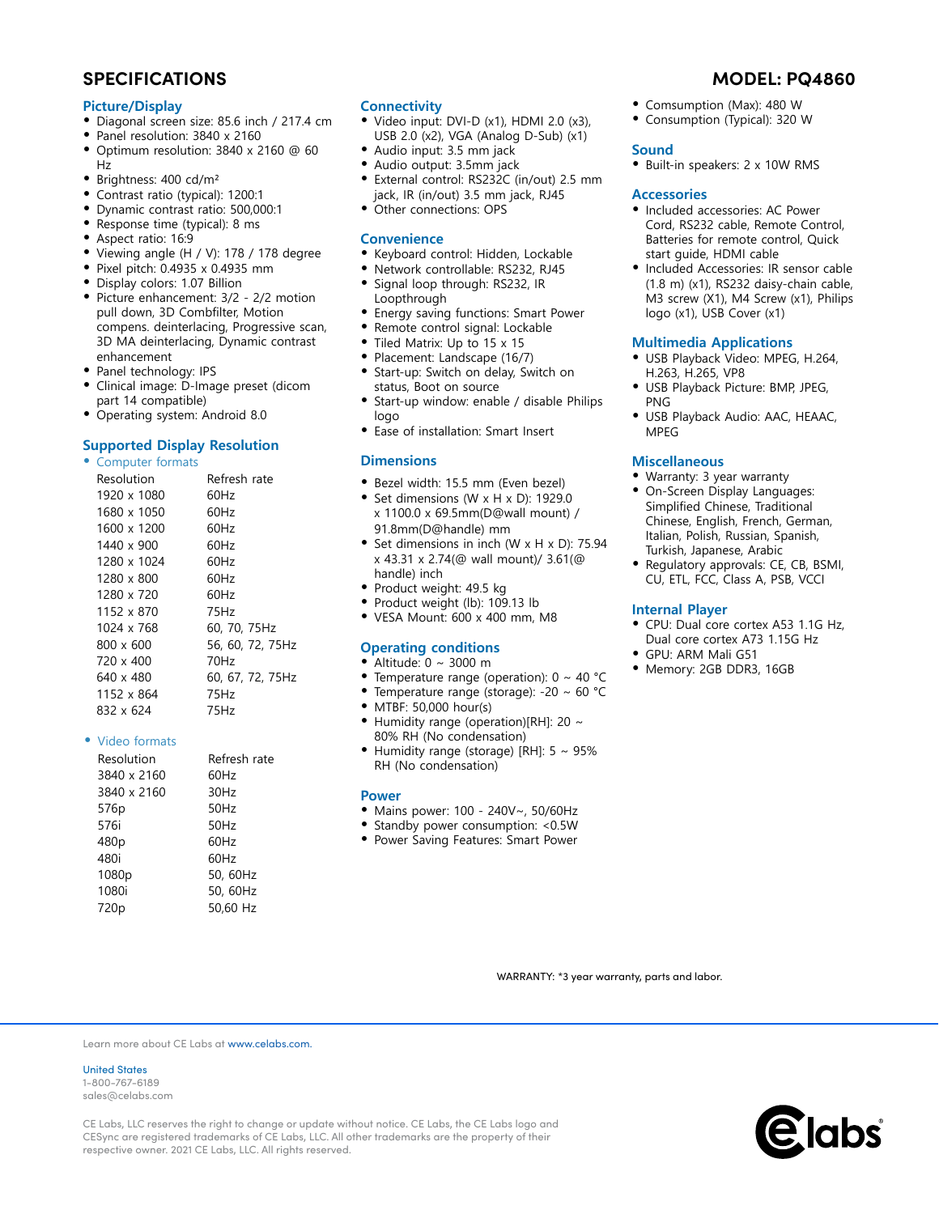## SPECIFICATIONS

## MODEL: PQ4860

### Picture/Display

- Diagonal screen size: 85.6 inch / 217.4 cm
- Panel resolution: 3840 x 2160
- Optimum resolution: 3840 x 2160 @ 60 Hz
- Brightness: 400 cd/m²
- Contrast ratio (typical): 1200:1
- Dynamic contrast ratio: 500,000:1
- Response time (typical): 8 ms
- Aspect ratio: 16:9
- Viewing angle (H / V): 178 / 178 degree
- Pixel pitch: 0.4935 x 0.4935 mm
- Display colors: 1.07 Billion
- Picture enhancement: 3/2 - 2/2 motion pull down, 3D Combfilter, Motion compens. deinterlacing, Progressive scan, 3D MA deinterlacing, Dynamic contrast enhancement
- Panel technology: IPS
- Clinical image: D-Image preset (dicom part 14 compatible)
- Operating system: Android 8.0

### Supported Display Resolution

- Computer formats

| Resolution | Refresh rate |
|---|---|
| 1920 x 1080 | 60Hz |
| 1680 x 1050 | 60Hz |
| 1600 x 1200 | 60Hz |
| 1440 x 900 | 60Hz |
| 1280 x 1024 | 60Hz |
| 1280 x 800 | 60Hz |
| 1280 x 720 | 60Hz |
| 1152 x 870 | 75Hz |
| 1024 x 768 | 60, 70, 75Hz |
| 800 x 600 | 56, 60, 72, 75Hz |
| 720 x 400 | 70Hz |
| 640 x 480 | 60, 67, 72, 75Hz |
| 1152 x 864 | 75Hz |
| 832 x 624 | 75Hz |

- Video formats

| Resolution | Refresh rate |
|---|---|
| 3840 x 2160 | 60Hz |
| 3840 x 2160 | 30Hz |
| 576p | 50Hz |
| 576i | 50Hz |
| 480p | 60Hz |
| 480i | 60Hz |
| 1080p | 50, 60Hz |
| 1080i | 50, 60Hz |
| 720p | 50,60 Hz |

### Connectivity

- Video input: DVI-D (x1), HDMI 2.0 (x3), USB 2.0 (x2), VGA (Analog D-Sub) (x1)
- Audio input: 3.5 mm jack
- Audio output: 3.5mm jack
- External control: RS232C (in/out) 2.5 mm jack, IR (in/out) 3.5 mm jack, RJ45
- Other connections: OPS

### Convenience

- Keyboard control: Hidden, Lockable
- Network controllable: RS232, RJ45
- Signal loop through: RS232, IR Loopthrough
- Energy saving functions: Smart Power
- Remote control signal: Lockable
- Tiled Matrix: Up to 15 x 15
- Placement: Landscape (16/7)
- Start-up: Switch on delay, Switch on status, Boot on source
- Start-up window: enable / disable Philips logo
- Ease of installation: Smart Insert

### Dimensions

- Bezel width: 15.5 mm (Even bezel)
- Set dimensions (W x H x D): 1929.0 x 1100.0 x 69.5mm(D@wall mount) / 91.8mm(D@handle) mm
- Set dimensions in inch (W x H x D): 75.94 x 43.31 x 2.74(@ wall mount)/ 3.61(@ handle) inch
- Product weight: 49.5 kg
- Product weight (lb): 109.13 lb
- VESA Mount: 600 x 400 mm, M8

### Operating conditions

- Altitude: 0 ~ 3000 m
- Temperature range (operation): 0 ~ 40 °C
- Temperature range (storage): -20 ~ 60 °C
- MTBF: 50,000 hour(s)
- Humidity range (operation)[RH]: 20 ~ 80% RH (No condensation)
- Humidity range (storage) [RH]: 5 ~ 95% RH (No condensation)

### Power

- Mains power: 100 - 240V~, 50/60Hz
- Standby power consumption: <0.5W
- Power Saving Features: Smart Power
- Comsumption (Max): 480 W
- Consumption (Typical): 320 W

### Sound

- Built-in speakers: 2 x 10W RMS

### Accessories

- Included accessories: AC Power Cord, RS232 cable, Remote Control, Batteries for remote control, Quick start guide, HDMI cable
- Included Accessories: IR sensor cable (1.8 m) (x1), RS232 daisy-chain cable, M3 screw (X1), M4 Screw (x1), Philips logo (x1), USB Cover (x1)

### Multimedia Applications

- USB Playback Video: MPEG, H.264, H.263, H.265, VP8
- USB Playback Picture: BMP, JPEG, PNG
- USB Playback Audio: AAC, HEAAC, MPEG

### Miscellaneous

- Warranty: 3 year warranty
- On-Screen Display Languages: Simplified Chinese, Traditional Chinese, English, French, German, Italian, Polish, Russian, Spanish, Turkish, Japanese, Arabic
- Regulatory approvals: CE, CB, BSMI, CU, ETL, FCC, Class A, PSB, VCCI

### Internal Player

- CPU: Dual core cortex A53 1.1G Hz, Dual core cortex A73 1.15G Hz
- GPU: ARM Mali G51
- Memory: 2GB DDR3, 16GB

WARRANTY: *3 year warranty, parts and labor.

Learn more about CE Labs at www.celabs.com.

United States
1-800-767-6189
sales@celabs.com

CE Labs, LLC reserves the right to change or update without notice. CE Labs, the CE Labs logo and CESync are registered trademarks of CE Labs, LLC. All other trademarks are the property of their respective owner. 2021 CE Labs, LLC. All rights reserved.